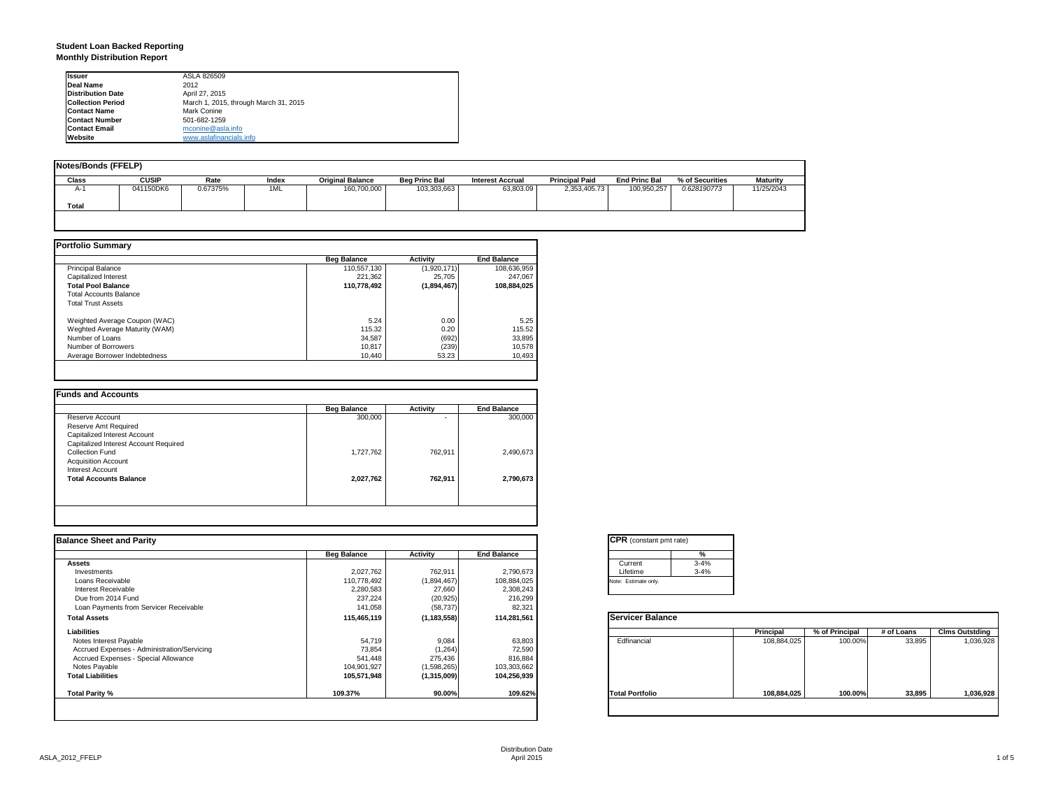# Student Loan Backed Reporting

## Monthly Distribution Report

| | |
|---|---|
| **Issuer** | ASLA 826509 |
| **Deal Name** | 2012 |
| **Distribution Date** | April 27, 2015 |
| **Collection Period** | March 1, 2015, through March 31, 2015 |
| **Contact Name** | Mark Conine |
| **Contact Number** | 501-682-1259 |
| **Contact Email** | mconine@asla.info |
| **Website** | www.aslafinancials.info |

### Notes/Bonds (FFELP)

| Class | CUSIP | Rate | Index | Original Balance | Beg Princ Bal | Interest Accrual | Principal Paid | End Princ Bal | % of Securities | Maturity |
|---|---|---|---|---|---|---|---|---|---|---|
| A-1 | 041150DK6 | 0.67375% | 1ML | 160,700,000 | 103,303,663 | 63,803.09 | 2,353,405.73 | 100,950,257 | *0.628190773* | 11/25/2043 |
| **Total** | | | | | | | | | | |

### Portfolio Summary

| | Beg Balance | Activity | End Balance |
|---|---|---|---|
| Principal Balance | 110,557,130 | (1,920,171) | 108,636,959 |
| Capitalized Interest | 221,362 | 25,705 | 247,067 |
| **Total Pool Balance** | **110,778,492** | **(1,894,467)** | **108,884,025** |
| Total Accounts Balance | | | |
| Total Trust Assets | | | |
| | | | |
| Weighted Average Coupon (WAC) | 5.24 | 0.00 | 5.25 |
| Weghted Average Maturity (WAM) | 115.32 | 0.20 | 115.52 |
| Number of Loans | 34,587 | (692) | 33,895 |
| Number of Borrowers | 10,817 | (239) | 10,578 |
| Average Borrower Indebtedness | 10,440 | 53.23 | 10,493 |

### Funds and Accounts

| | Beg Balance | Activity | End Balance |
|---|---|---|---|
| Reserve Account | 300,000 | - | 300,000 |
| Reserve Amt Required | | | |
| Capitalized Interest Account | | | |
| Capitalized Interest Account Required | | | |
| Collection Fund | 1,727,762 | 762,911 | 2,490,673 |
| Acquisition Account | | | |
| Interest Account | | | |
| **Total Accounts Balance** | **2,027,762** | **762,911** | **2,790,673** |

### Balance Sheet and Parity

| | Beg Balance | Activity | End Balance |
|---|---|---|---|
| **Assets** | | | |
| Investments | 2,027,762 | 762,911 | 2,790,673 |
| Loans Receivable | 110,778,492 | (1,894,467) | 108,884,025 |
| Interest Receivable | 2,280,583 | 27,660 | 2,308,243 |
| Due from 2014 Fund | 237,224 | (20,925) | 216,299 |
| Loan Payments from Servicer Receivable | 141,058 | (58,737) | 82,321 |
| **Total Assets** | **115,465,119** | **(1,183,558)** | **114,281,561** |
| **Liabilities** | | | |
| Notes Interest Payable | 54,719 | 9,084 | 63,803 |
| Accrued Expenses - Administration/Servicing | 73,854 | (1,264) | 72,590 |
| Accrued Expenses - Special Allowance | 541,448 | 275,436 | 816,884 |
| Notes Payable | 104,901,927 | (1,598,265) | 103,303,662 |
| **Total Liabilities** | **105,571,948** | **(1,315,009)** | **104,256,939** |
| | | | |
| **Total Parity %** | **109.37%** | **90.00%** | **109.62%** |

### CPR (constant pmt rate)

| | % |
|---|---|
| Current | 3-4% |
| Lifetime | 3-4% |

Note: Estimate only.

### Servicer Balance

| | Principal | % of Principal | # of Loans | Clms Outstding |
|---|---|---|---|---|
| Edfinancial | 108,884,025 | 100.00% | 33,895 | 1,036,928 |
| **Total Portfolio** | **108,884,025** | **100.00%** | **33,895** | **1,036,928** |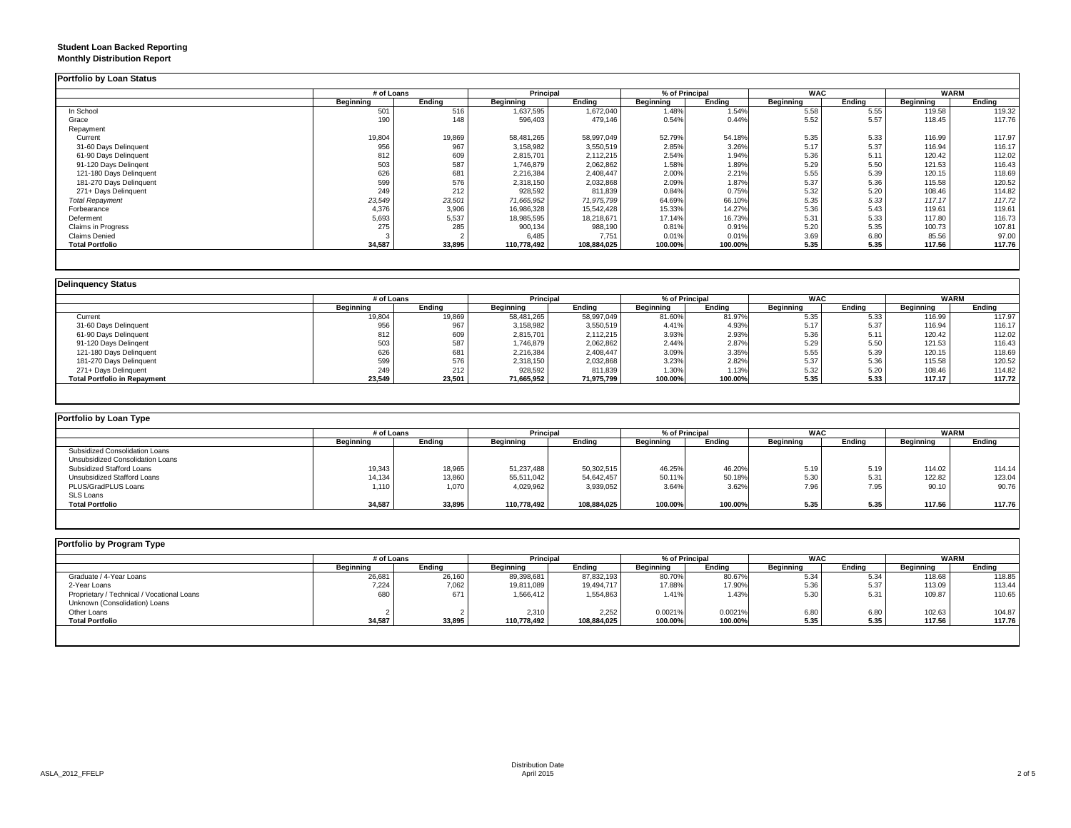**Student Loan Backed Reporting**
**Monthly Distribution Report**

## Portfolio by Loan Status

| | # of Loans | | Principal | | % of Principal | | WAC | | WARM | |
|---|---|---|---|---|---|---|---|---|---|---|
| | Beginning | Ending | Beginning | Ending | Beginning | Ending | Beginning | Ending | Beginning | Ending |
| In School | 501 | 516 | 1,637,595 | 1,672,040 | 1.48% | 1.54% | 5.58 | 5.55 | 119.58 | 119.32 |
| Grace | 190 | 148 | 596,403 | 479,146 | 0.54% | 0.44% | 5.52 | 5.57 | 118.45 | 117.76 |
| Repayment | | | | | | | | | | |
| Current | 19,804 | 19,869 | 58,481,265 | 58,997,049 | 52.79% | 54.18% | 5.35 | 5.33 | 116.99 | 117.97 |
| 31-60 Days Delinquent | 956 | 967 | 3,158,982 | 3,550,519 | 2.85% | 3.26% | 5.17 | 5.37 | 116.94 | 116.17 |
| 61-90 Days Delinquent | 812 | 609 | 2,815,701 | 2,112,215 | 2.54% | 1.94% | 5.36 | 5.11 | 120.42 | 112.02 |
| 91-120 Days Delingent | 503 | 587 | 1,746,879 | 2,062,862 | 1.58% | 1.89% | 5.29 | 5.50 | 121.53 | 116.43 |
| 121-180 Days Delinquent | 626 | 681 | 2,216,384 | 2,408,447 | 2.00% | 2.21% | 5.55 | 5.39 | 120.15 | 118.69 |
| 181-270 Days Delinquent | 599 | 576 | 2,318,150 | 2,032,868 | 2.09% | 1.87% | 5.37 | 5.36 | 115.58 | 120.52 |
| 271+ Days Delinquent | 249 | 212 | 928,592 | 811,839 | 0.84% | 0.75% | 5.32 | 5.20 | 108.46 | 114.82 |
| *Total Repayment* | *23,549* | *23,501* | *71,665,952* | *71,975,799* | *64.69%* | *66.10%* | *5.35* | *5.33* | *117.17* | *117.72* |
| Forbearance | 4,376 | 3,906 | 16,986,328 | 15,542,428 | 15.33% | 14.27% | 5.36 | 5.43 | 119.61 | 119.61 |
| Deferment | 5,693 | 5,537 | 18,985,595 | 18,218,671 | 17.14% | 16.73% | 5.31 | 5.33 | 117.80 | 116.73 |
| Claims in Progress | 275 | 285 | 900,134 | 988,190 | 0.81% | 0.91% | 5.20 | 5.35 | 100.73 | 107.81 |
| Claims Denied | 3 | 2 | 6,485 | 7,751 | 0.01% | 0.01% | 3.69 | 6.80 | 85.56 | 97.00 |
| **Total Portfolio** | **34,587** | **33,895** | **110,778,492** | **108,884,025** | **100.00%** | **100.00%** | **5.35** | **5.35** | **117.56** | **117.76** |

## Delinquency Status

| | # of Loans | | Principal | | % of Principal | | WAC | | WARM | |
|---|---|---|---|---|---|---|---|---|---|---|
| | Beginning | Ending | Beginning | Ending | Beginning | Ending | Beginning | Ending | Beginning | Ending |
| Current | 19,804 | 19,869 | 58,481,265 | 58,997,049 | 81.60% | 81.97% | 5.35 | 5.33 | 116.99 | 117.97 |
| 31-60 Days Delinquent | 956 | 967 | 3,158,982 | 3,550,519 | 4.41% | 4.93% | 5.17 | 5.37 | 116.94 | 116.17 |
| 61-90 Days Delinquent | 812 | 609 | 2,815,701 | 2,112,215 | 3.93% | 2.93% | 5.36 | 5.11 | 120.42 | 112.02 |
| 91-120 Days Delingent | 503 | 587 | 1,746,879 | 2,062,862 | 2.44% | 2.87% | 5.29 | 5.50 | 121.53 | 116.43 |
| 121-180 Days Delinquent | 626 | 681 | 2,216,384 | 2,408,447 | 3.09% | 3.35% | 5.55 | 5.39 | 120.15 | 118.69 |
| 181-270 Days Delinquent | 599 | 576 | 2,318,150 | 2,032,868 | 3.23% | 2.82% | 5.37 | 5.36 | 115.58 | 120.52 |
| 271+ Days Delinquent | 249 | 212 | 928,592 | 811,839 | 1.30% | 1.13% | 5.32 | 5.20 | 108.46 | 114.82 |
| **Total Portfolio in Repayment** | **23,549** | **23,501** | **71,665,952** | **71,975,799** | **100.00%** | **100.00%** | **5.35** | **5.33** | **117.17** | **117.72** |

## Portfolio by Loan Type

| | # of Loans | | Principal | | % of Principal | | WAC | | WARM | |
|---|---|---|---|---|---|---|---|---|---|---|
| | Beginning | Ending | Beginning | Ending | Beginning | Ending | Beginning | Ending | Beginning | Ending |
| Subsidized Consolidation Loans | | | | | | | | | | |
| Unsubsidized Consolidation Loans | | | | | | | | | | |
| Subsidized Stafford Loans | 19,343 | 18,965 | 51,237,488 | 50,302,515 | 46.25% | 46.20% | 5.19 | 5.19 | 114.02 | 114.14 |
| Unsubsidized Stafford Loans | 14,134 | 13,860 | 55,511,042 | 54,642,457 | 50.11% | 50.18% | 5.30 | 5.31 | 122.82 | 123.04 |
| PLUS/GradPLUS Loans | 1,110 | 1,070 | 4,029,962 | 3,939,052 | 3.64% | 3.62% | 7.96 | 7.95 | 90.10 | 90.76 |
| SLS Loans | | | | | | | | | | |
| **Total Portfolio** | **34,587** | **33,895** | **110,778,492** | **108,884,025** | **100.00%** | **100.00%** | **5.35** | **5.35** | **117.56** | **117.76** |

## Portfolio by Program Type

| | # of Loans | | Principal | | % of Principal | | WAC | | WARM | |
|---|---|---|---|---|---|---|---|---|---|---|
| | Beginning | Ending | Beginning | Ending | Beginning | Ending | Beginning | Ending | Beginning | Ending |
| Graduate / 4-Year Loans | 26,681 | 26,160 | 89,398,681 | 87,832,193 | 80.70% | 80.67% | 5.34 | 5.34 | 118.68 | 118.85 |
| 2-Year Loans | 7,224 | 7,062 | 19,811,089 | 19,494,717 | 17.88% | 17.90% | 5.36 | 5.37 | 113.09 | 113.44 |
| Proprietary / Technical / Vocational Loans | 680 | 671 | 1,566,412 | 1,554,863 | 1.41% | 1.43% | 5.30 | 5.31 | 109.87 | 110.65 |
| Unknown (Consolidation) Loans | | | | | | | | | | |
| Other Loans | 2 | 2 | 2,310 | 2,252 | 0.0021% | 0.0021% | 6.80 | 6.80 | 102.63 | 104.87 |
| **Total Portfolio** | **34,587** | **33,895** | **110,778,492** | **108,884,025** | **100.00%** | **100.00%** | **5.35** | **5.35** | **117.56** | **117.76** |

ASLA_2012_FFELP

Distribution Date
April 2015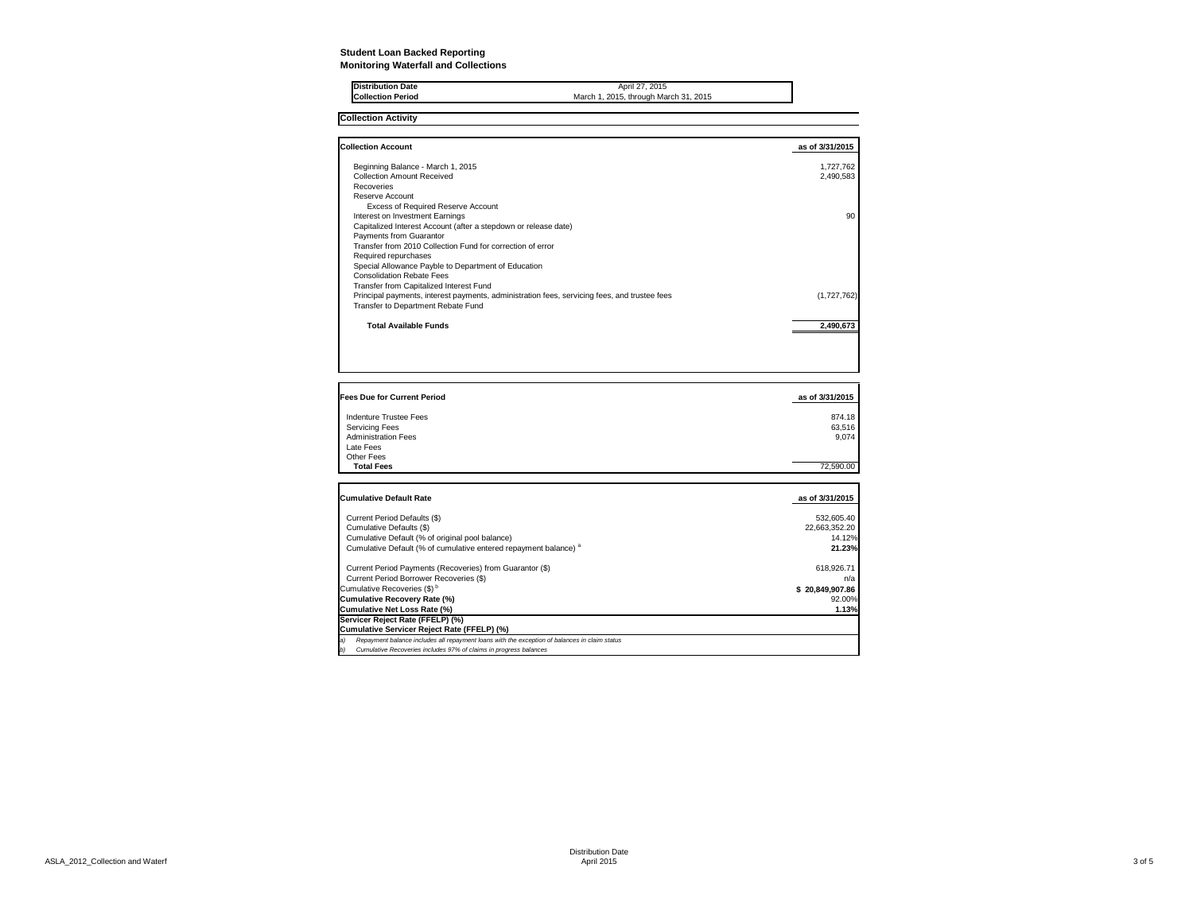**Student Loan Backed Reporting**
**Monitoring Waterfall and Collections**

| | |
|---|---|
| **Distribution Date** | April 27, 2015 |
| **Collection Period** | March 1, 2015, through March 31, 2015 |

## Collection Activity

| Collection Account | as of 3/31/2015 |
|---|---|
| Beginning Balance - March 1, 2015 | 1,727,762 |
| Collection Amount Received | 2,490,583 |
| Recoveries | |
| Reserve Account | |
| Excess of Required Reserve Account | |
| Interest on Investment Earnings | 90 |
| Capitalized Interest Account (after a stepdown or release date) | |
| Payments from Guarantor | |
| Transfer from 2010 Collection Fund for correction of error | |
| Required repurchases | |
| Special Allowance Payble to Department of Education | |
| Consolidation Rebate Fees | |
| Transfer from Capitalized Interest Fund | |
| Principal payments, interest payments, administration fees, servicing fees, and trustee fees | (1,727,762) |
| Transfer to Department Rebate Fund | |
| **Total Available Funds** | **2,490,673** |

| Fees Due for Current Period | as of 3/31/2015 |
|---|---|
| Indenture Trustee Fees | 874.18 |
| Servicing Fees | 63,516 |
| Administration Fees | 9,074 |
| Late Fees | |
| Other Fees | |
| **Total Fees** | 72,590.00 |

| Cumulative Default Rate | as of 3/31/2015 |
|---|---|
| Current Period Defaults ($) | 532,605.40 |
| Cumulative Defaults ($) | 22,663,352.20 |
| Cumulative Default (% of original pool balance) | 14.12% |
| Cumulative Default (% of cumulative entered repayment balance) [a] | **21.23%** |
| Current Period Payments (Recoveries) from Guarantor ($) | 618,926.71 |
| Current Period Borrower Recoveries ($) | n/a |
| Cumulative Recoveries ($) [b] | **$ 20,849,907.86** |
| **Cumulative Recovery Rate (%)** | 92.00% |
| **Cumulative Net Loss Rate (%)** | **1.13%** |
| **Servicer Reject Rate (FFELP) (%)** | |
| **Cumulative Servicer Reject Rate (FFELP) (%)** | |

*a) Repayment balance includes all repayment loans with the exception of balances in claim status*
*b) Cumulative Recoveries includes 97% of claims in progress balances*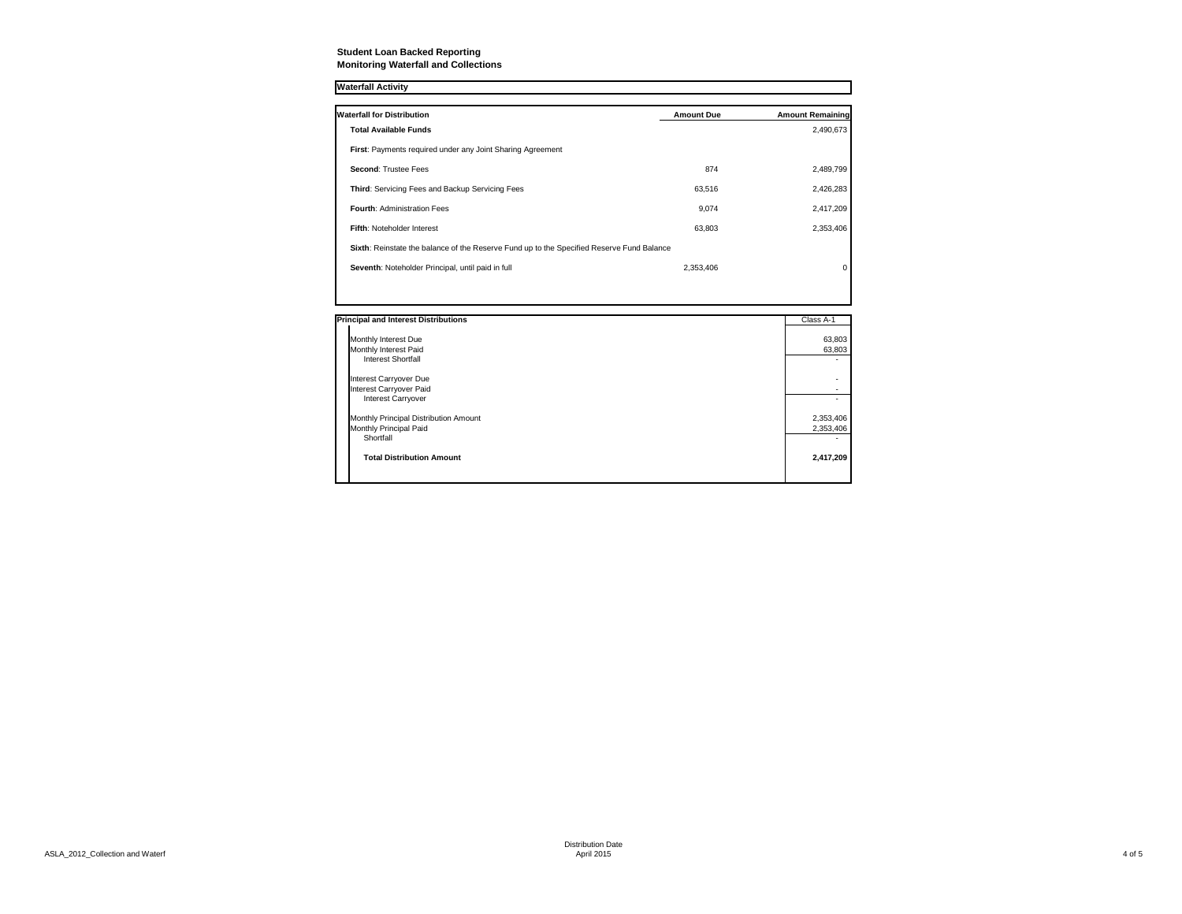**Student Loan Backed Reporting**
**Monitoring Waterfall and Collections**

**Waterfall Activity**

| **Waterfall for Distribution** | **Amount Due** | **Amount Remaining** |
|---|---|---|
| **Total Available Funds** | | 2,490,673 |
| **First**: Payments required under any Joint Sharing Agreement | | |
| **Second**: Trustee Fees | 874 | 2,489,799 |
| **Third**: Servicing Fees and Backup Servicing Fees | 63,516 | 2,426,283 |
| **Fourth**: Administration Fees | 9,074 | 2,417,209 |
| **Fifth**: Noteholder Interest | 63,803 | 2,353,406 |
| **Sixth**: Reinstate the balance of the Reserve Fund up to the Specified Reserve Fund Balance | | |
| **Seventh**: Noteholder Principal, until paid in full | 2,353,406 | 0 |

| **Principal and Interest Distributions** | Class A-1 |
|---|---|
| Monthly Interest Due | 63,803 |
| Monthly Interest Paid | 63,803 |
| Interest Shortfall | - |
| Interest Carryover Due | - |
| Interest Carryover Paid | - |
| Interest Carryover | - |
| Monthly Principal Distribution Amount | 2,353,406 |
| Monthly Principal Paid | 2,353,406 |
| Shortfall | - |
| **Total Distribution Amount** | **2,417,209** |

ASLA_2012_Collection and Waterf

Distribution Date
April 2015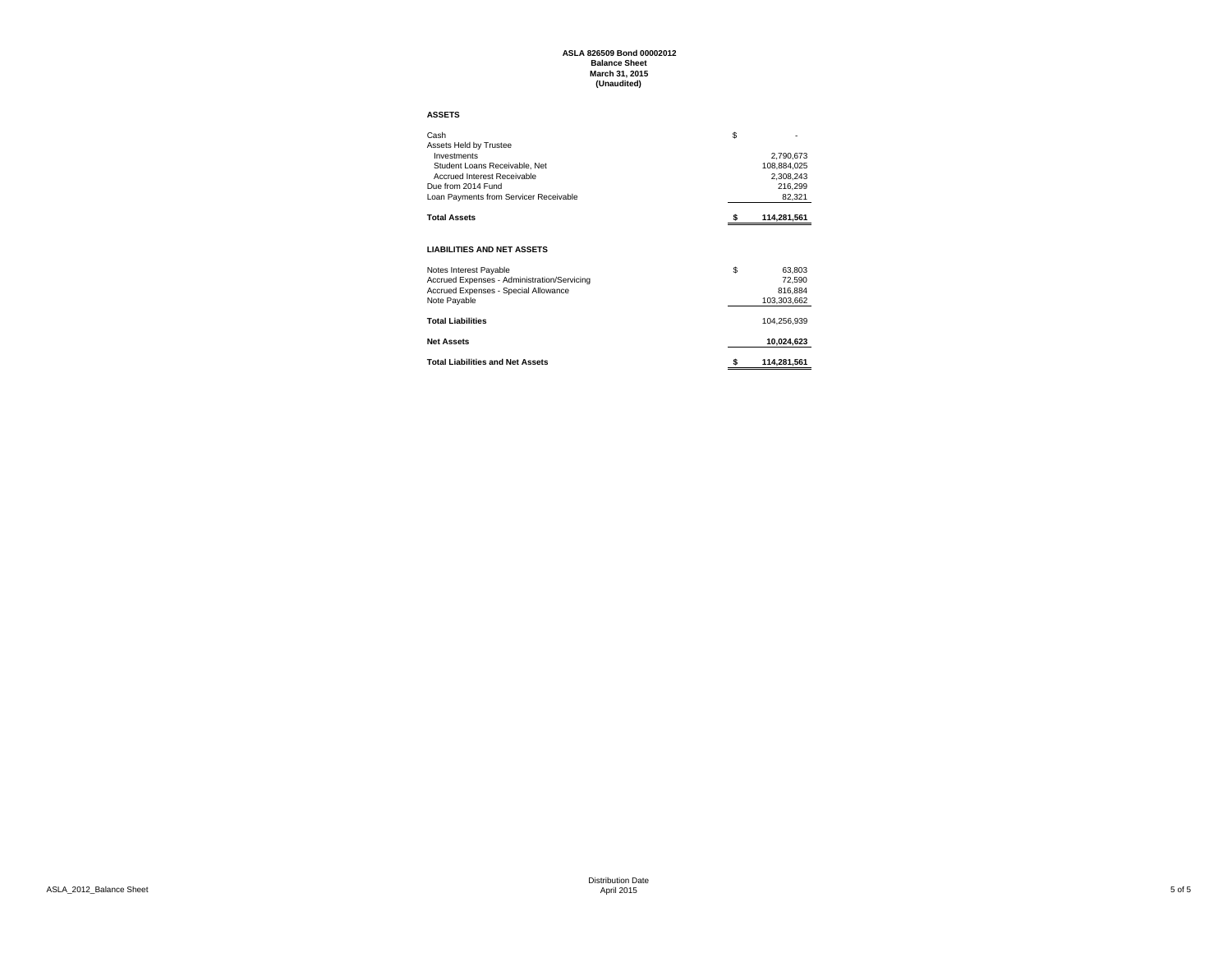**ASLA 826509 Bond 00002012**
**Balance Sheet**
**March 31, 2015**
**(Unaudited)**

**ASSETS**

| | | |
|---|---|---|
| Cash | $ | - |
| Assets Held by Trustee | | |
| Investments | | 2,790,673 |
| Student Loans Receivable, Net | | 108,884,025 |
| Accrued Interest Receivable | | 2,308,243 |
| Due from 2014 Fund | | 216,299 |
| Loan Payments from Servicer Receivable | | 82,321 |
| **Total Assets** | **$** | **114,281,561** |

**LIABILITIES AND NET ASSETS**

| | | |
|---|---|---|
| Notes Interest Payable | $ | 63,803 |
| Accrued Expenses - Administration/Servicing | | 72,590 |
| Accrued Expenses - Special Allowance | | 816,884 |
| Note Payable | | 103,303,662 |
| **Total Liabilities** | | 104,256,939 |
| **Net Assets** | | **10,024,623** |
| **Total Liabilities and Net Assets** | **$** | **114,281,561** |

ASLA_2012_Balance Sheet

Distribution Date
April 2015